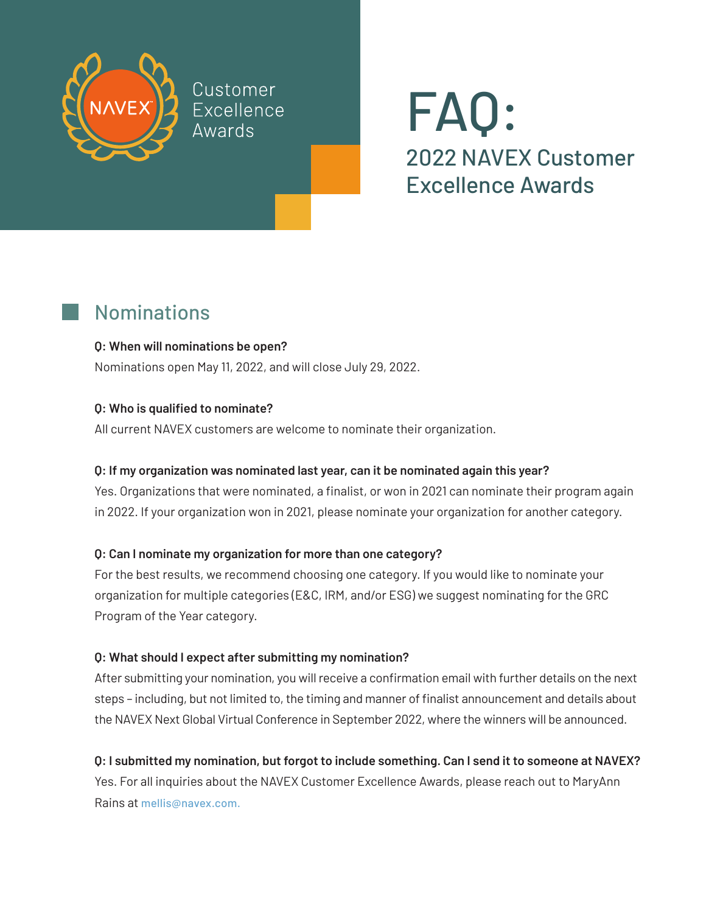NAVEX

Customer Excellence Awards

# FAQ:

## 2022 NAVEX Customer Excellence Awards

## Nominations

**Q: When will nominations be open?**

Nominations open May 11, 2022, and will close July 29, 2022.

**Q: Who is qualified to nominate?**

All current NAVEX customers are welcome to nominate their organization.

**Q: If my organization was nominated last year, can it be nominated again this year?**

Yes. Organizations that were nominated, a finalist, or won in 2021 can nominate their program again in 2022. If your organization won in 2021, please nominate your organization for another category.

**Q: Can I nominate my organization for more than one category?**

For the best results, we recommend choosing one category. If you would like to nominate your organization for multiple categories (E&C, IRM, and/or ESG) we suggest nominating for the GRC Program of the Year category.

**Q: What should I expect after submitting my nomination?**

After submitting your nomination, you will receive a confirmation email with further details on the next steps – including, but not limited to, the timing and manner of finalist announcement and details about the NAVEX Next Global Virtual Conference in September 2022, where the winners will be announced.

**Q: I submitted my nomination, but forgot to include something. Can I send it to someone at NAVEX?**

Yes. For all inquiries about the NAVEX Customer Excellence Awards, please reach out to MaryAnn Rains at mellis@navex.com.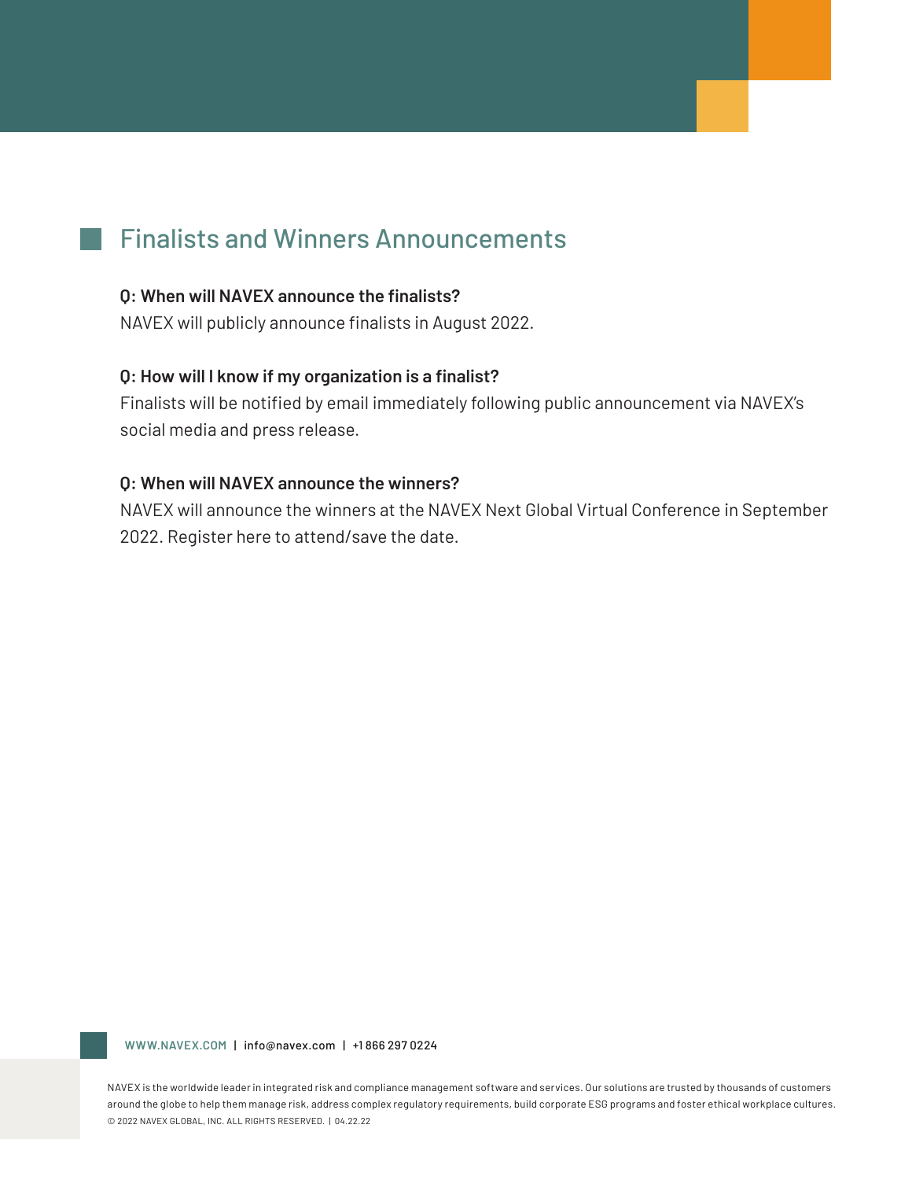## Finalists and Winners Announcements

**Q: When will NAVEX announce the finalists?**

NAVEX will publicly announce finalists in August 2022.

**Q: How will I know if my organization is a finalist?**

Finalists will be notified by email immediately following public announcement via NAVEX's social media and press release.

**Q: When will NAVEX announce the winners?**

NAVEX will announce the winners at the NAVEX Next Global Virtual Conference in September 2022. Register here to attend/save the date.

**WWW.NAVEX.COM** | info@navex.com | +1 866 297 0224

NAVEX is the worldwide leader in integrated risk and compliance management software and services. Our solutions are trusted by thousands of customers around the globe to help them manage risk, address complex regulatory requirements, build corporate ESG programs and foster ethical workplace cultures.

© 2022 NAVEX GLOBAL, INC. ALL RIGHTS RESERVED. | 04.22.22